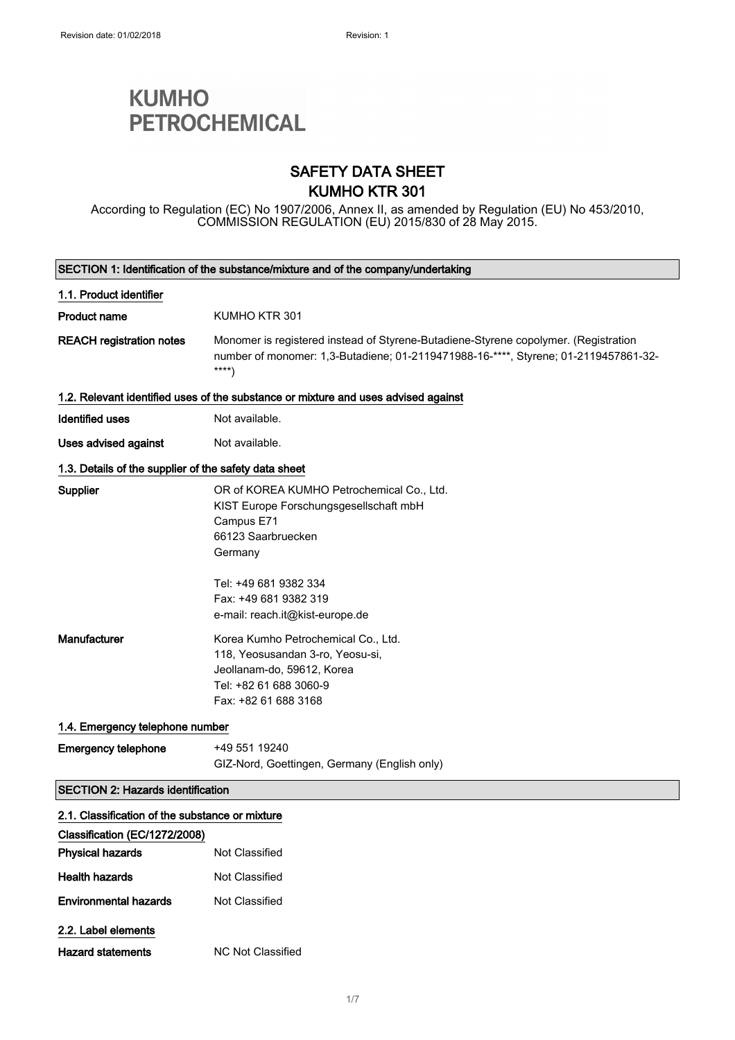**KUMHO PETROCHEMICAL**

# SAFETY DATA SHEET
# KUMHO KTR 301

According to Regulation (EC) No 1907/2006, Annex II, as amended by Regulation (EU) No 453/2010, COMMISSION REGULATION (EU) 2015/830 of 28 May 2015.

## SECTION 1: Identification of the substance/mixture and of the company/undertaking

### 1.1. Product identifier

**Product name** KUMHO KTR 301

**REACH registration notes** Monomer is registered instead of Styrene-Butadiene-Styrene copolymer. (Registration number of monomer: 1,3-Butadiene; 01-2119471988-16-****, Styrene; 01-2119457861-32-****)

### 1.2. Relevant identified uses of the substance or mixture and uses advised against

**Identified uses** Not available.

**Uses advised against** Not available.

### 1.3. Details of the supplier of the safety data sheet

**Supplier**
OR of KOREA KUMHO Petrochemical Co., Ltd.
KIST Europe Forschungsgesellschaft mbH
Campus E71
66123 Saarbruecken
Germany

Tel: +49 681 9382 334
Fax: +49 681 9382 319
e-mail: reach.it@kist-europe.de

**Manufacturer**
Korea Kumho Petrochemical Co., Ltd.
118, Yeosusandan 3-ro, Yeosu-si,
Jeollanam-do, 59612, Korea
Tel: +82 61 688 3060-9
Fax: +82 61 688 3168

### 1.4. Emergency telephone number

**Emergency telephone** +49 551 19240
GIZ-Nord, Goettingen, Germany (English only)

## SECTION 2: Hazards identification

### 2.1. Classification of the substance or mixture

**Classification (EC/1272/2008)**

**Physical hazards** Not Classified

**Health hazards** Not Classified

**Environmental hazards** Not Classified

### 2.2. Label elements

**Hazard statements** NC Not Classified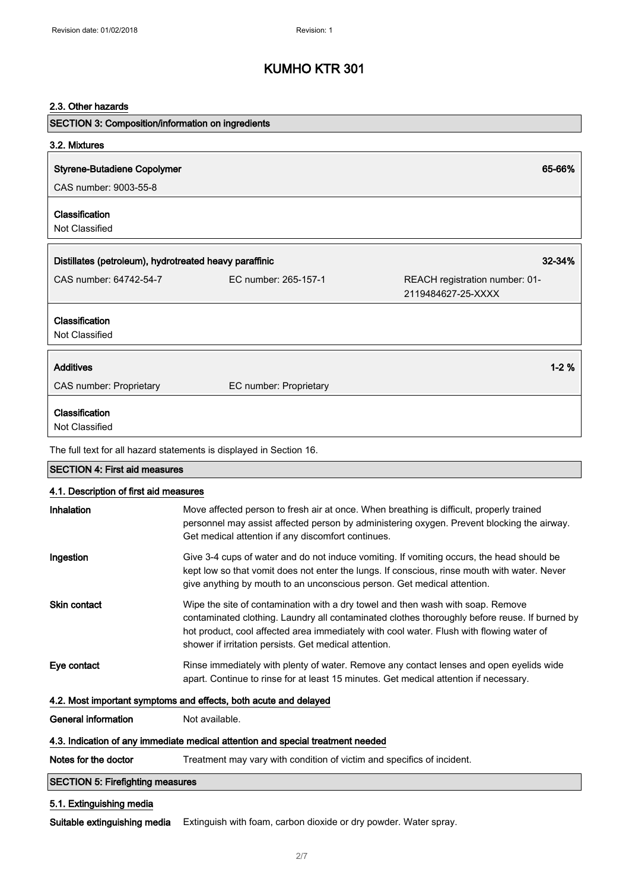# KUMHO KTR 301

### 2.3. Other hazards

## SECTION 3: Composition/information on ingredients

### 3.2. Mixtures

**Styrene-Butadiene Copolymer** — **65-66%**

CAS number: 9003-55-8

**Classification**

Not Classified

**Distillates (petroleum), hydrotreated heavy paraffinic** — **32-34%**

CAS number: 64742-54-7 | EC number: 265-157-1 | REACH registration number: 01-2119484627-25-XXXX

**Classification**

Not Classified

**Additives** — **1-2 %**

CAS number: Proprietary | EC number: Proprietary

**Classification**

Not Classified

The full text for all hazard statements is displayed in Section 16.

## SECTION 4: First aid measures

### 4.1. Description of first aid measures

**Inhalation** Move affected person to fresh air at once. When breathing is difficult, properly trained personnel may assist affected person by administering oxygen. Prevent blocking the airway. Get medical attention if any discomfort continues.

**Ingestion** Give 3-4 cups of water and do not induce vomiting. If vomiting occurs, the head should be kept low so that vomit does not enter the lungs. If conscious, rinse mouth with water. Never give anything by mouth to an unconscious person. Get medical attention.

**Skin contact** Wipe the site of contamination with a dry towel and then wash with soap. Remove contaminated clothing. Laundry all contaminated clothes thoroughly before reuse. If burned by hot product, cool affected area immediately with cool water. Flush with flowing water of shower if irritation persists. Get medical attention.

**Eye contact** Rinse immediately with plenty of water. Remove any contact lenses and open eyelids wide apart. Continue to rinse for at least 15 minutes. Get medical attention if necessary.

### 4.2. Most important symptoms and effects, both acute and delayed

**General information** Not available.

### 4.3. Indication of any immediate medical attention and special treatment needed

**Notes for the doctor** Treatment may vary with condition of victim and specifics of incident.

## SECTION 5: Firefighting measures

### 5.1. Extinguishing media

**Suitable extinguishing media** Extinguish with foam, carbon dioxide or dry powder. Water spray.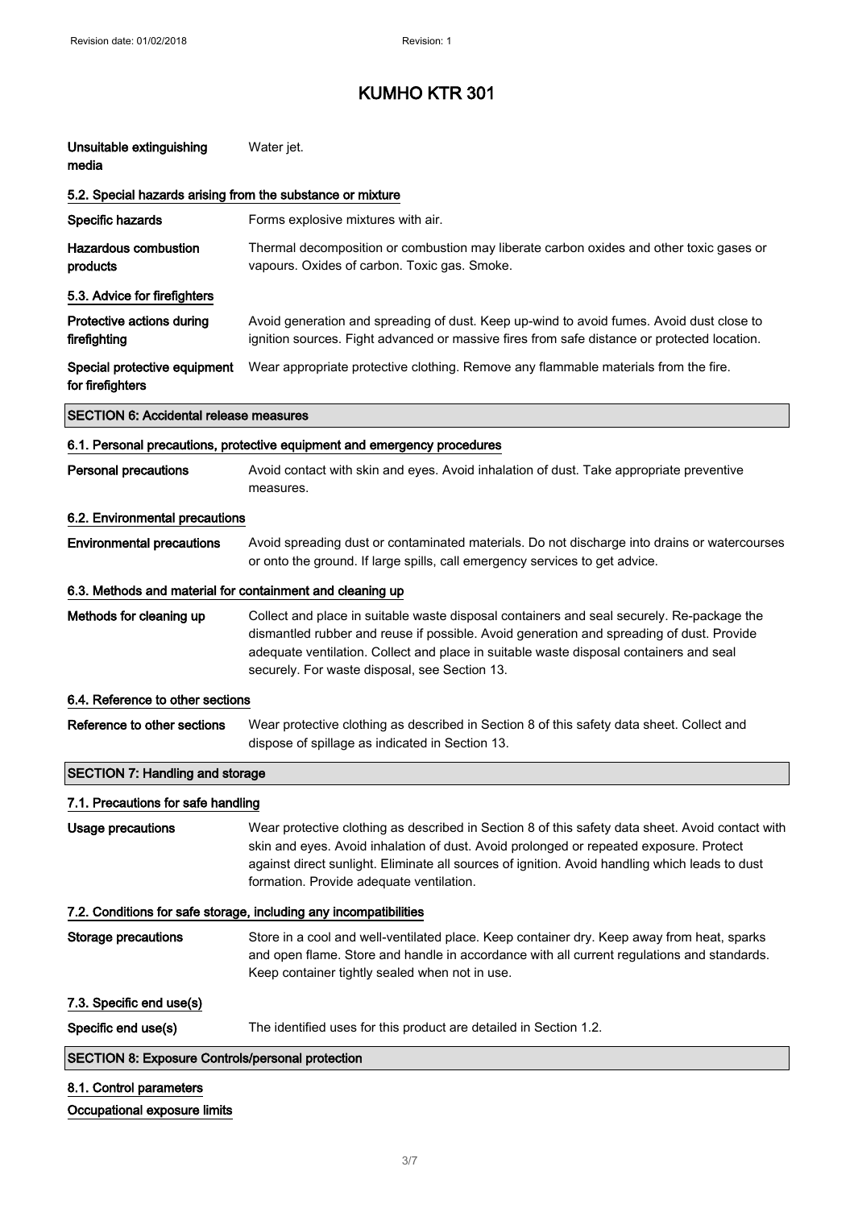# KUMHO KTR 301

| | |
|---|---|
| **Unsuitable extinguishing media** | Water jet. |

### 5.2. Special hazards arising from the substance or mixture

| | |
|---|---|
| **Specific hazards** | Forms explosive mixtures with air. |
| **Hazardous combustion products** | Thermal decomposition or combustion may liberate carbon oxides and other toxic gases or vapours. Oxides of carbon. Toxic gas. Smoke. |

### 5.3. Advice for firefighters

| | |
|---|---|
| **Protective actions during firefighting** | Avoid generation and spreading of dust. Keep up-wind to avoid fumes. Avoid dust close to ignition sources. Fight advanced or massive fires from safe distance or protected location. |
| **Special protective equipment for firefighters** | Wear appropriate protective clothing. Remove any flammable materials from the fire. |

## SECTION 6: Accidental release measures

### 6.1. Personal precautions, protective equipment and emergency procedures

| | |
|---|---|
| **Personal precautions** | Avoid contact with skin and eyes. Avoid inhalation of dust. Take appropriate preventive measures. |

### 6.2. Environmental precautions

| | |
|---|---|
| **Environmental precautions** | Avoid spreading dust or contaminated materials. Do not discharge into drains or watercourses or onto the ground. If large spills, call emergency services to get advice. |

### 6.3. Methods and material for containment and cleaning up

| | |
|---|---|
| **Methods for cleaning up** | Collect and place in suitable waste disposal containers and seal securely. Re-package the dismantled rubber and reuse if possible. Avoid generation and spreading of dust. Provide adequate ventilation. Collect and place in suitable waste disposal containers and seal securely. For waste disposal, see Section 13. |

### 6.4. Reference to other sections

| | |
|---|---|
| **Reference to other sections** | Wear protective clothing as described in Section 8 of this safety data sheet. Collect and dispose of spillage as indicated in Section 13. |

## SECTION 7: Handling and storage

### 7.1. Precautions for safe handling

| | |
|---|---|
| **Usage precautions** | Wear protective clothing as described in Section 8 of this safety data sheet. Avoid contact with skin and eyes. Avoid inhalation of dust. Avoid prolonged or repeated exposure. Protect against direct sunlight. Eliminate all sources of ignition. Avoid handling which leads to dust formation. Provide adequate ventilation. |

### 7.2. Conditions for safe storage, including any incompatibilities

| | |
|---|---|
| **Storage precautions** | Store in a cool and well-ventilated place. Keep container dry. Keep away from heat, sparks and open flame. Store and handle in accordance with all current regulations and standards. Keep container tightly sealed when not in use. |

### 7.3. Specific end use(s)

| | |
|---|---|
| **Specific end use(s)** | The identified uses for this product are detailed in Section 1.2. |

## SECTION 8: Exposure Controls/personal protection

### 8.1. Control parameters

**Occupational exposure limits**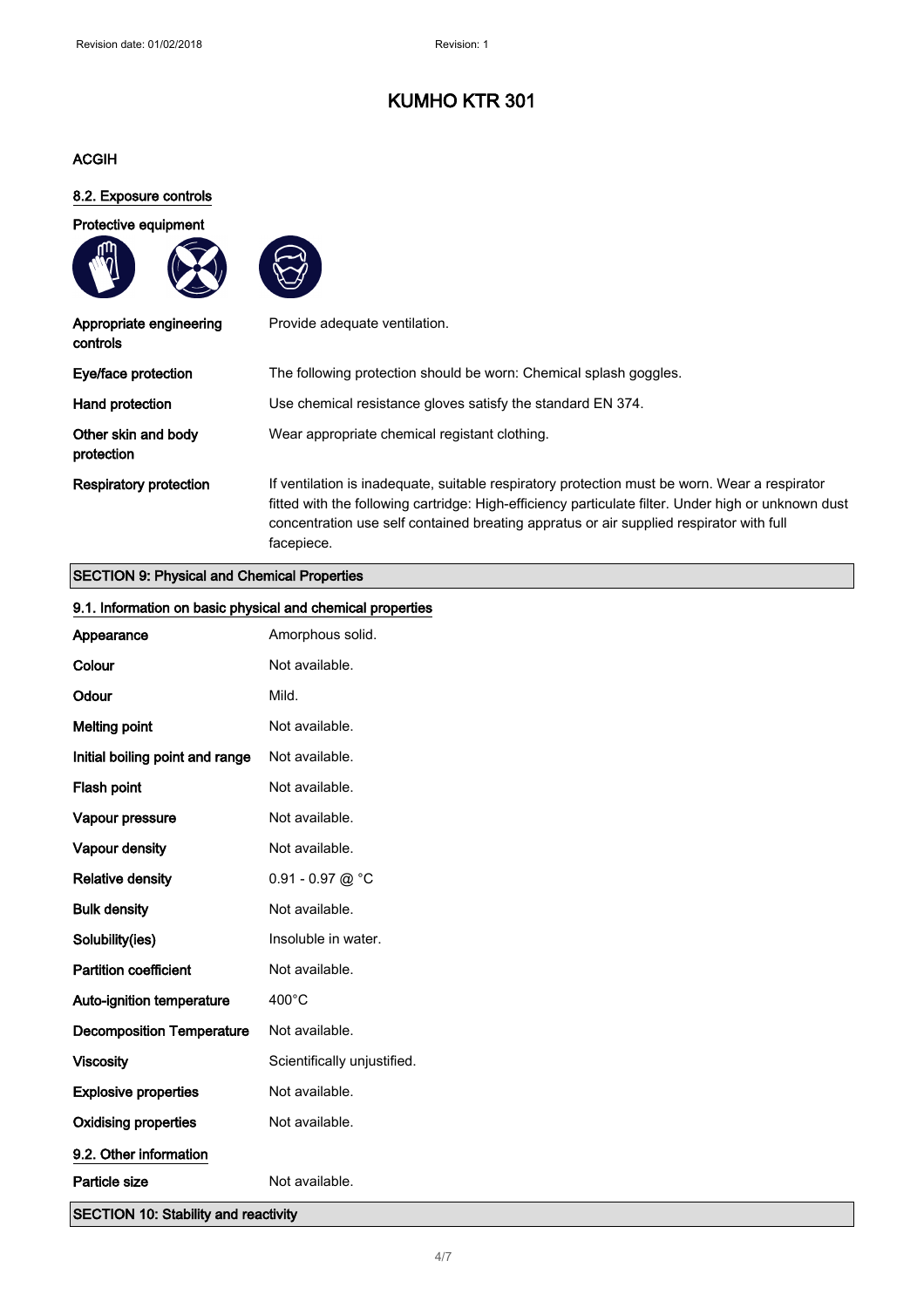ACGIH

### 8.2. Exposure controls

**Protective equipment**

| | |
|---|---|
| **Appropriate engineering controls** | Provide adequate ventilation. |
| **Eye/face protection** | The following protection should be worn: Chemical splash goggles. |
| **Hand protection** | Use chemical resistance gloves satisfy the standard EN 374. |
| **Other skin and body protection** | Wear appropriate chemical registant clothing. |
| **Respiratory protection** | If ventilation is inadequate, suitable respiratory protection must be worn. Wear a respirator fitted with the following cartridge: High-efficiency particulate filter. Under high or unknown dust concentration use self contained breating appratus or air supplied respirator with full facepiece. |

## SECTION 9: Physical and Chemical Properties

### 9.1. Information on basic physical and chemical properties

| | |
|---|---|
| **Appearance** | Amorphous solid. |
| **Colour** | Not available. |
| **Odour** | Mild. |
| **Melting point** | Not available. |
| **Initial boiling point and range** | Not available. |
| **Flash point** | Not available. |
| **Vapour pressure** | Not available. |
| **Vapour density** | Not available. |
| **Relative density** | 0.91 - 0.97 @ °C |
| **Bulk density** | Not available. |
| **Solubility(ies)** | Insoluble in water. |
| **Partition coefficient** | Not available. |
| **Auto-ignition temperature** | 400°C |
| **Decomposition Temperature** | Not available. |
| **Viscosity** | Scientifically unjustified. |
| **Explosive properties** | Not available. |
| **Oxidising properties** | Not available. |

### 9.2. Other information

| | |
|---|---|
| **Particle size** | Not available. |

## SECTION 10: Stability and reactivity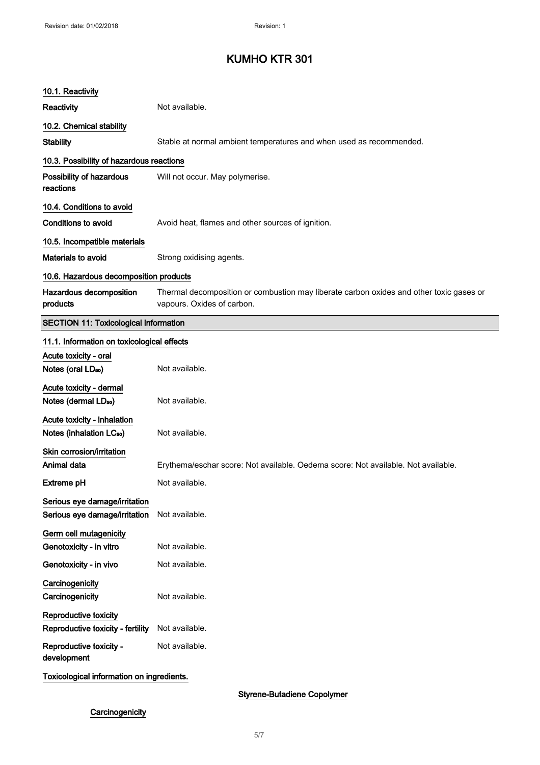# KUMHO KTR 301

### 10.1. Reactivity

**Reactivity** Not available.

### 10.2. Chemical stability

**Stability** Stable at normal ambient temperatures and when used as recommended.

### 10.3. Possibility of hazardous reactions

**Possibility of hazardous reactions** Will not occur. May polymerise.

### 10.4. Conditions to avoid

**Conditions to avoid** Avoid heat, flames and other sources of ignition.

### 10.5. Incompatible materials

**Materials to avoid** Strong oxidising agents.

### 10.6. Hazardous decomposition products

**Hazardous decomposition products** Thermal decomposition or combustion may liberate carbon oxides and other toxic gases or vapours. Oxides of carbon.

## SECTION 11: Toxicological information

### 11.1. Information on toxicological effects

**Acute toxicity - oral**

**Notes (oral $LD_{50}$)** Not available.

**Acute toxicity - dermal**

**Notes (dermal $LD_{50}$)** Not available.

**Acute toxicity - inhalation**

**Notes (inhalation $LC_{50}$)** Not available.

**Skin corrosion/irritation**

**Animal data** Erythema/eschar score: Not available. Oedema score: Not available. Not available.

**Extreme pH** Not available.

**Serious eye damage/irritation**

**Serious eye damage/irritation** Not available.

**Germ cell mutagenicity**

**Genotoxicity - in vitro** Not available.

**Genotoxicity - in vivo** Not available.

**Carcinogenicity**

**Carcinogenicity** Not available.

**Reproductive toxicity**

**Reproductive toxicity - fertility** Not available.

**Reproductive toxicity - development** Not available.

**Toxicological information on ingredients.**

**Styrene-Butadiene Copolymer**

**Carcinogenicity**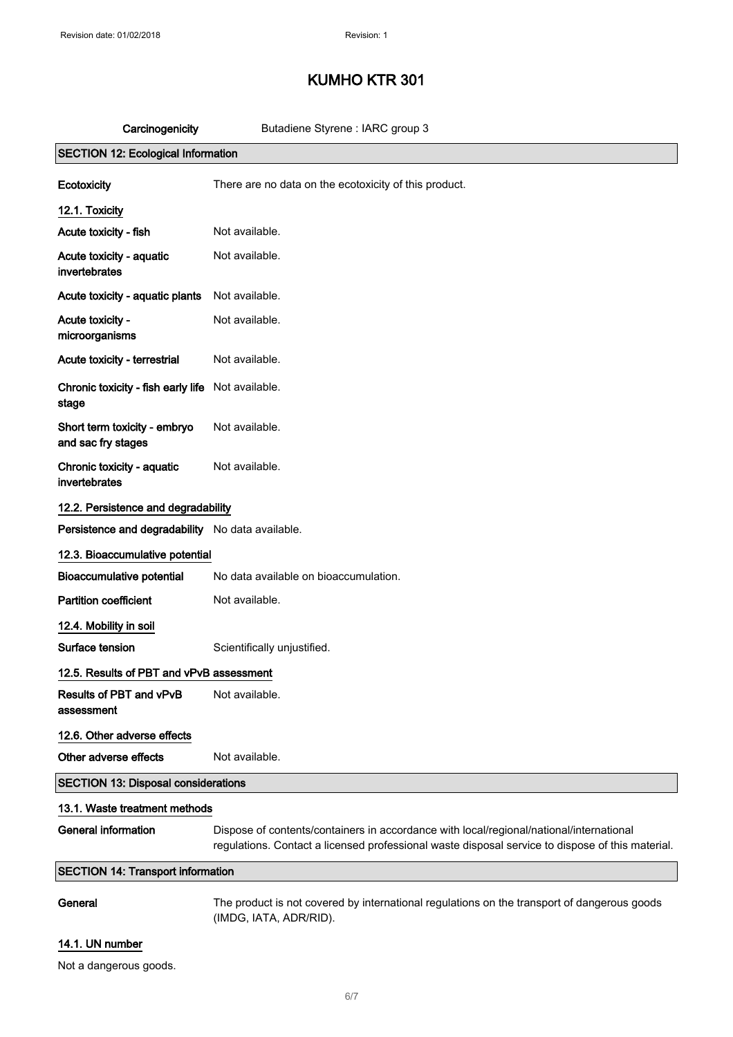# KUMHO KTR 301

| | |
|---|---|
| **Carcinogenicity** | Butadiene Styrene : IARC group 3 |

## SECTION 12: Ecological Information

| | |
|---|---|
| **Ecotoxicity** | There are no data on the ecotoxicity of this product. |

### 12.1. Toxicity

| | |
|---|---|
| **Acute toxicity - fish** | Not available. |
| **Acute toxicity - aquatic invertebrates** | Not available. |
| **Acute toxicity - aquatic plants** | Not available. |
| **Acute toxicity - microorganisms** | Not available. |
| **Acute toxicity - terrestrial** | Not available. |
| **Chronic toxicity - fish early life stage** | Not available. |
| **Short term toxicity - embryo and sac fry stages** | Not available. |
| **Chronic toxicity - aquatic invertebrates** | Not available. |

### 12.2. Persistence and degradability

| | |
|---|---|
| **Persistence and degradability** | No data available. |

### 12.3. Bioaccumulative potential

| | |
|---|---|
| **Bioaccumulative potential** | No data available on bioaccumulation. |
| **Partition coefficient** | Not available. |

### 12.4. Mobility in soil

| | |
|---|---|
| **Surface tension** | Scientifically unjustified. |

### 12.5. Results of PBT and vPvB assessment

| | |
|---|---|
| **Results of PBT and vPvB assessment** | Not available. |

### 12.6. Other adverse effects

| | |
|---|---|
| **Other adverse effects** | Not available. |

## SECTION 13: Disposal considerations

### 13.1. Waste treatment methods

| | |
|---|---|
| **General information** | Dispose of contents/containers in accordance with local/regional/national/international regulations. Contact a licensed professional waste disposal service to dispose of this material. |

## SECTION 14: Transport information

| | |
|---|---|
| **General** | The product is not covered by international regulations on the transport of dangerous goods (IMDG, IATA, ADR/RID). |

### 14.1. UN number

Not a dangerous goods.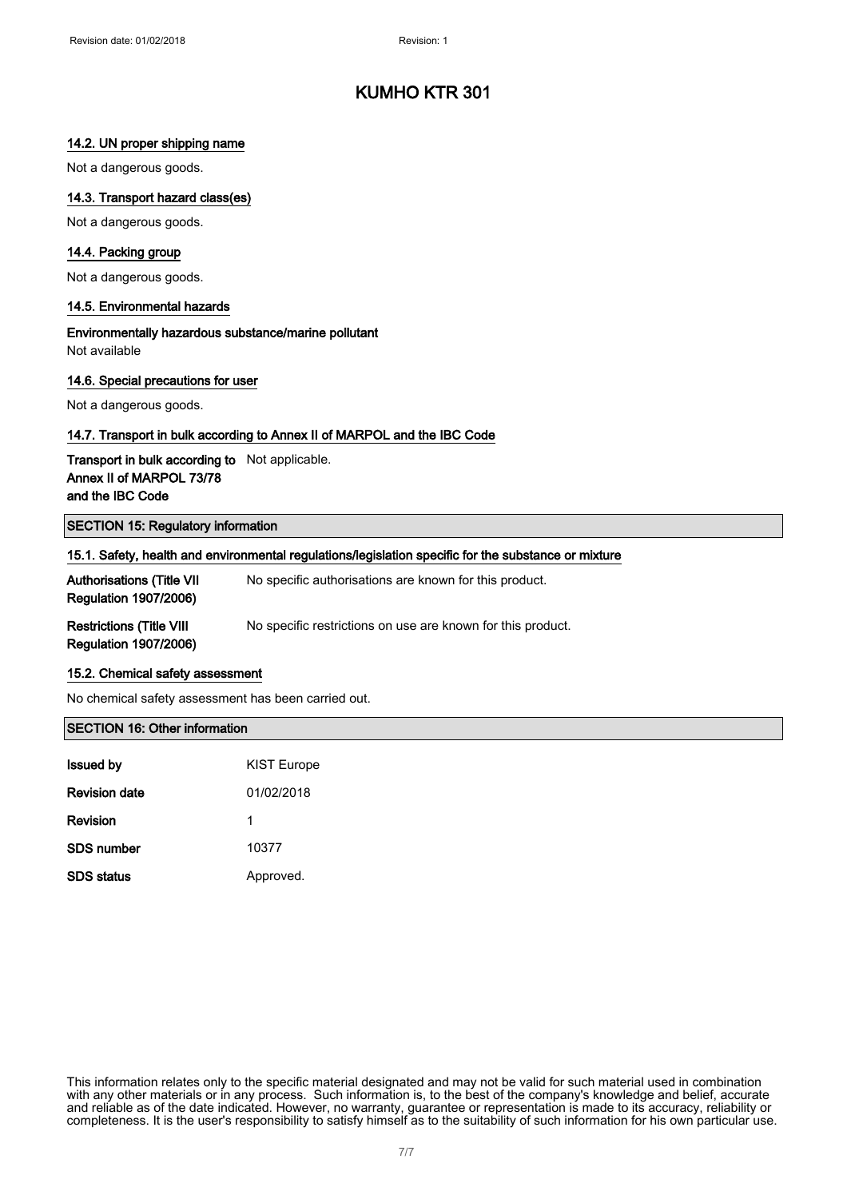# KUMHO KTR 301

### 14.2. UN proper shipping name

Not a dangerous goods.

### 14.3. Transport hazard class(es)

Not a dangerous goods.

### 14.4. Packing group

Not a dangerous goods.

### 14.5. Environmental hazards

**Environmentally hazardous substance/marine pollutant**

Not available

### 14.6. Special precautions for user

Not a dangerous goods.

### 14.7. Transport in bulk according to Annex II of MARPOL and the IBC Code

| | |
|---|---|
| **Transport in bulk according to Annex II of MARPOL 73/78 and the IBC Code** | Not applicable. |

## SECTION 15: Regulatory information

### 15.1. Safety, health and environmental regulations/legislation specific for the substance or mixture

| | |
|---|---|
| **Authorisations (Title VII Regulation 1907/2006)** | No specific authorisations are known for this product. |
| **Restrictions (Title VIII Regulation 1907/2006)** | No specific restrictions on use are known for this product. |

### 15.2. Chemical safety assessment

No chemical safety assessment has been carried out.

## SECTION 16: Other information

| | |
|---|---|
| **Issued by** | KIST Europe |
| **Revision date** | 01/02/2018 |
| **Revision** | 1 |
| **SDS number** | 10377 |
| **SDS status** | Approved. |

This information relates only to the specific material designated and may not be valid for such material used in combination with any other materials or in any process. Such information is, to the best of the company's knowledge and belief, accurate and reliable as of the date indicated. However, no warranty, guarantee or representation is made to its accuracy, reliability or completeness. It is the user's responsibility to satisfy himself as to the suitability of such information for his own particular use.